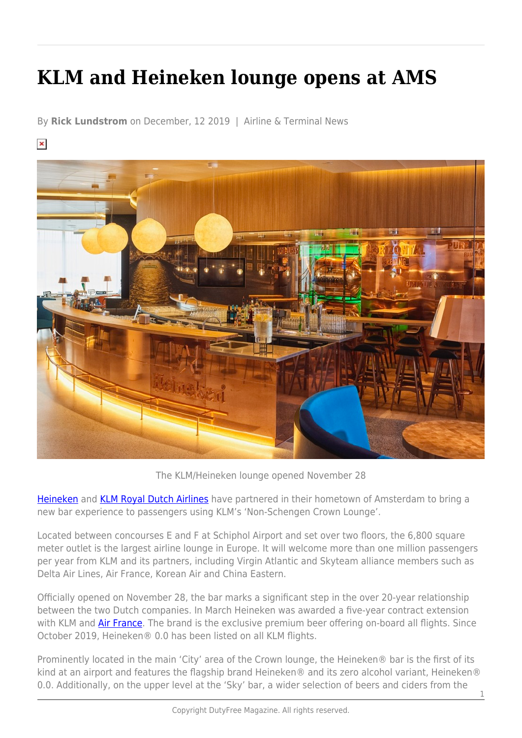# KLM and Heineken lounge opens at AMS

By **Rick Lundstrom** on December, 12 2019 | Airline & Terminal News

The KLM/Heineken lounge opened November 28

Heineken and KLM Royal Dutch Airlines have partnered in their hometown of Amsterdam to bring a new bar experience to passengers using KLM's 'Non-Schengen Crown Lounge'.

Located between concourses E and F at Schiphol Airport and set over two floors, the 6,800 square meter outlet is the largest airline lounge in Europe. It will welcome more than one million passengers per year from KLM and its partners, including Virgin Atlantic and Skyteam alliance members such as Delta Air Lines, Air France, Korean Air and China Eastern.

Officially opened on November 28, the bar marks a significant step in the over 20-year relationship between the two Dutch companies. In March Heineken was awarded a five-year contract extension with KLM and Air France. The brand is the exclusive premium beer offering on-board all flights. Since October 2019, Heineken® 0.0 has been listed on all KLM flights.

Prominently located in the main 'City' area of the Crown lounge, the Heineken® bar is the first of its kind at an airport and features the flagship brand Heineken® and its zero alcohol variant, Heineken® 0.0. Additionally, on the upper level at the 'Sky' bar, a wider selection of beers and ciders from the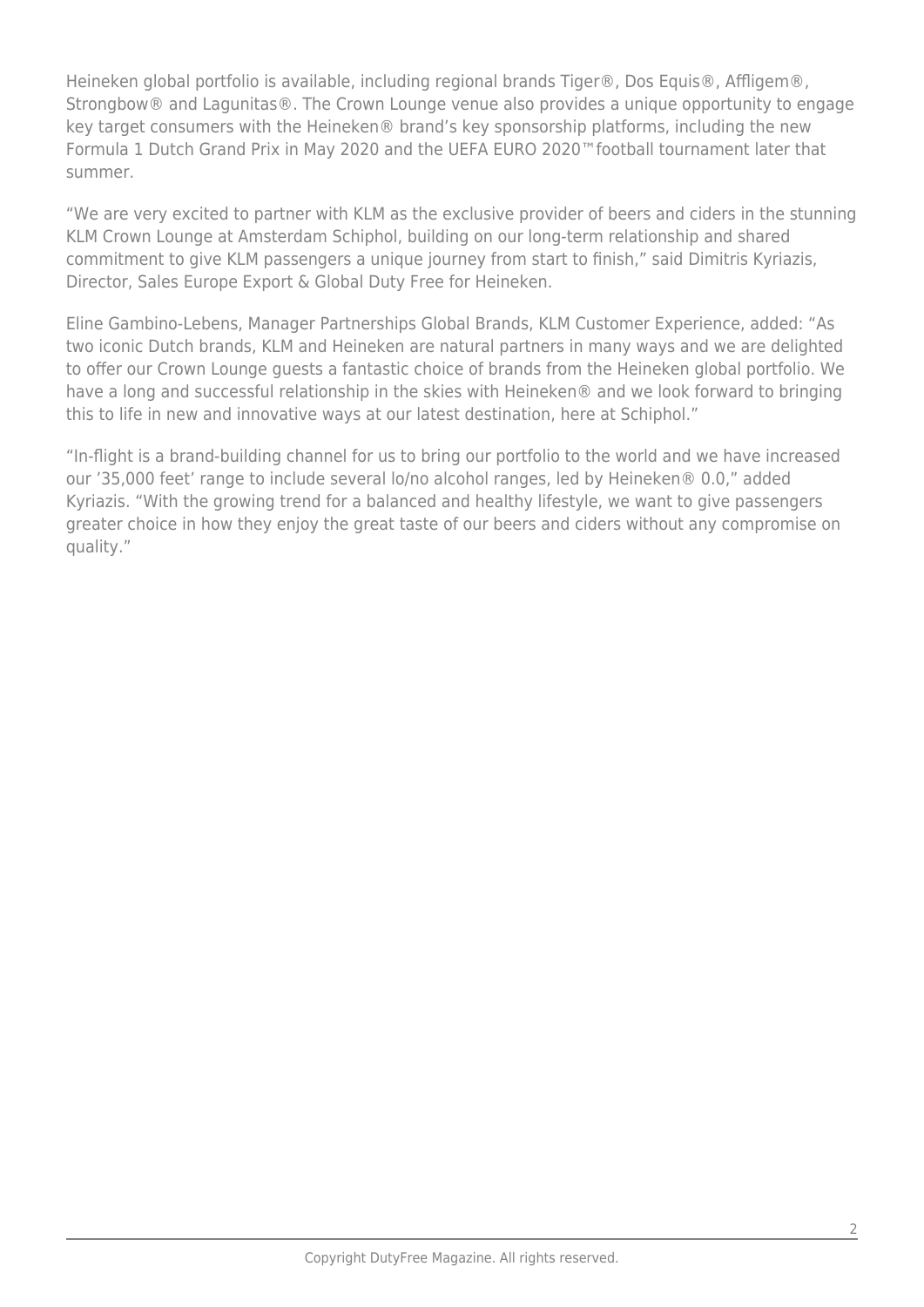Heineken global portfolio is available, including regional brands Tiger®, Dos Equis®, Affligem®, Strongbow® and Lagunitas®. The Crown Lounge venue also provides a unique opportunity to engage key target consumers with the Heineken® brand's key sponsorship platforms, including the new Formula 1 Dutch Grand Prix in May 2020 and the UEFA EURO 2020™ football tournament later that summer.

"We are very excited to partner with KLM as the exclusive provider of beers and ciders in the stunning KLM Crown Lounge at Amsterdam Schiphol, building on our long-term relationship and shared commitment to give KLM passengers a unique journey from start to finish," said Dimitris Kyriazis, Director, Sales Europe Export & Global Duty Free for Heineken.

Eline Gambino-Lebens, Manager Partnerships Global Brands, KLM Customer Experience, added: "As two iconic Dutch brands, KLM and Heineken are natural partners in many ways and we are delighted to offer our Crown Lounge guests a fantastic choice of brands from the Heineken global portfolio. We have a long and successful relationship in the skies with Heineken® and we look forward to bringing this to life in new and innovative ways at our latest destination, here at Schiphol."

"In-flight is a brand-building channel for us to bring our portfolio to the world and we have increased our '35,000 feet' range to include several lo/no alcohol ranges, led by Heineken® 0.0," added Kyriazis. "With the growing trend for a balanced and healthy lifestyle, we want to give passengers greater choice in how they enjoy the great taste of our beers and ciders without any compromise on quality."

Copyright DutyFree Magazine. All rights reserved.